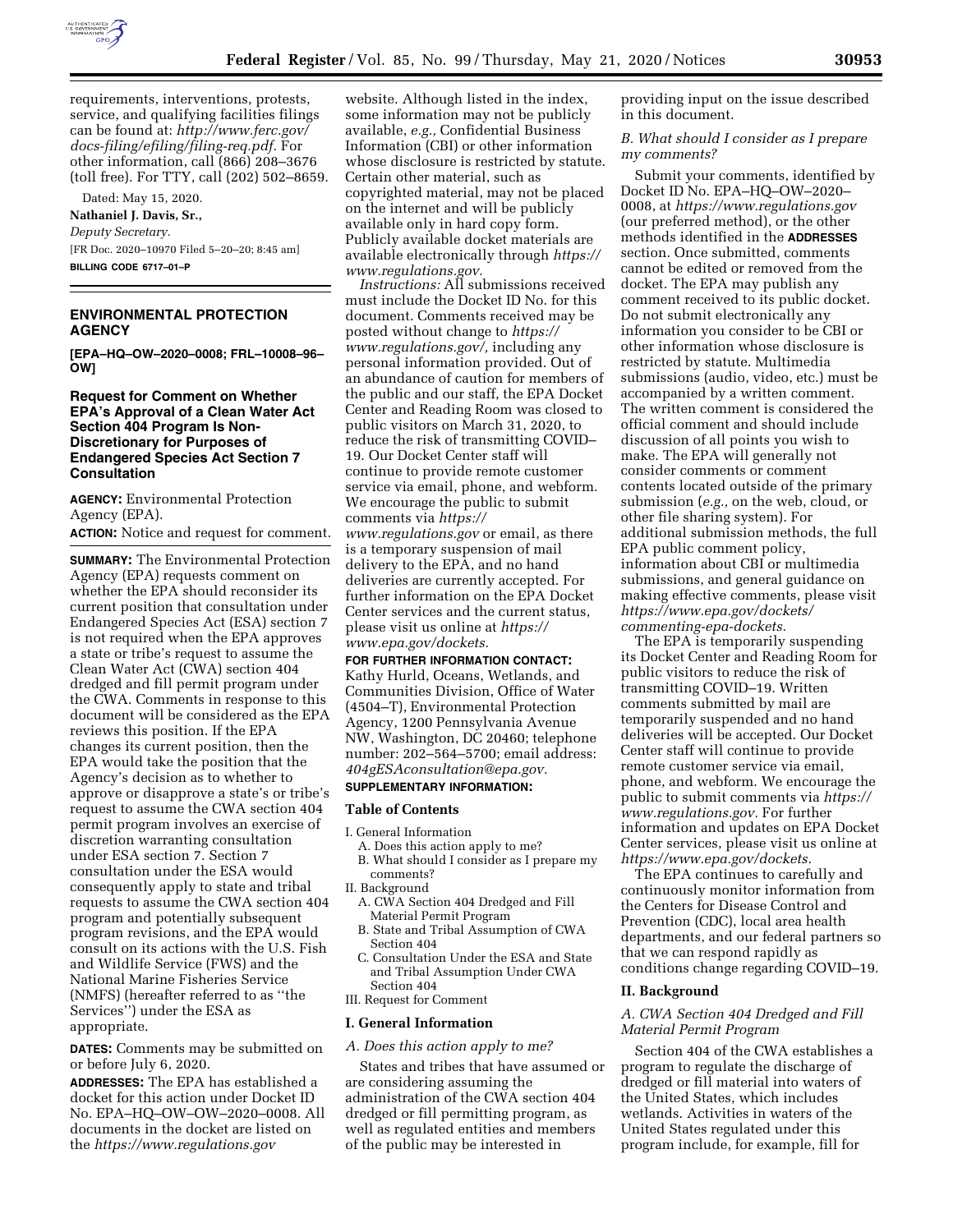requirements, interventions, protests, service, and qualifying facilities filings can be found at: *http://www.ferc.gov/docs-filing/efiling/filing-req.pdf.* For other information, call (866) 208–3676 (toll free). For TTY, call (202) 502–8659.

Dated: May 15, 2020.

**Nathaniel J. Davis, Sr.,**

*Deputy Secretary.*

[FR Doc. 2020–10970 Filed 5–20–20; 8:45 am]

**BILLING CODE 6717–01–P**

---

## ENVIRONMENTAL PROTECTION AGENCY

**[EPA–HQ–OW–2020–0008; FRL–10008–96–OW]**

## Request for Comment on Whether EPA's Approval of a Clean Water Act Section 404 Program Is Non-Discretionary for Purposes of Endangered Species Act Section 7 Consultation

**AGENCY:** Environmental Protection Agency (EPA).

**ACTION:** Notice and request for comment.

**SUMMARY:** The Environmental Protection Agency (EPA) requests comment on whether the EPA should reconsider its current position that consultation under Endangered Species Act (ESA) section 7 is not required when the EPA approves a state or tribe's request to assume the Clean Water Act (CWA) section 404 dredged and fill permit program under the CWA. Comments in response to this document will be considered as the EPA reviews this position. If the EPA changes its current position, then the EPA would take the position that the Agency's decision as to whether to approve or disapprove a state's or tribe's request to assume the CWA section 404 permit program involves an exercise of discretion warranting consultation under ESA section 7. Section 7 consultation under the ESA would consequently apply to state and tribal requests to assume the CWA section 404 program and potentially subsequent program revisions, and the EPA would consult on its actions with the U.S. Fish and Wildlife Service (FWS) and the National Marine Fisheries Service (NMFS) (hereafter referred to as ''the Services'') under the ESA as appropriate.

**DATES:** Comments may be submitted on or before July 6, 2020.

**ADDRESSES:** The EPA has established a docket for this action under Docket ID No. EPA–HQ–OW–OW–2020–0008. All documents in the docket are listed on the *https://www.regulations.gov* website. Although listed in the index, some information may not be publicly available, *e.g.,* Confidential Business Information (CBI) or other information whose disclosure is restricted by statute. Certain other material, such as copyrighted material, may not be placed on the internet and will be publicly available only in hard copy form. Publicly available docket materials are available electronically through *https://www.regulations.gov.*

*Instructions:* All submissions received must include the Docket ID No. for this document. Comments received may be posted without change to *https://www.regulations.gov/,* including any personal information provided. Out of an abundance of caution for members of the public and our staff, the EPA Docket Center and Reading Room was closed to public visitors on March 31, 2020, to reduce the risk of transmitting COVID–19. Our Docket Center staff will continue to provide remote customer service via email, phone, and webform. We encourage the public to submit comments via *https://www.regulations.gov* or email, as there is a temporary suspension of mail delivery to the EPA, and no hand deliveries are currently accepted. For further information on the EPA Docket Center services and the current status, please visit us online at *https://www.epa.gov/dockets.*

**FOR FURTHER INFORMATION CONTACT:** Kathy Hurld, Oceans, Wetlands, and Communities Division, Office of Water (4504–T), Environmental Protection Agency, 1200 Pennsylvania Avenue NW, Washington, DC 20460; telephone number: 202–564–5700; email address: *404gESAconsultation@epa.gov.*

**SUPPLEMENTARY INFORMATION:**

### Table of Contents

- I. General Information
  - A. Does this action apply to me?
  - B. What should I consider as I prepare my comments?
- II. Background
  - A. CWA Section 404 Dredged and Fill Material Permit Program
  - B. State and Tribal Assumption of CWA Section 404
  - C. Consultation Under the ESA and State and Tribal Assumption Under CWA Section 404
- III. Request for Comment

### I. General Information

#### *A. Does this action apply to me?*

States and tribes that have assumed or are considering assuming the administration of the CWA section 404 dredged or fill permitting program, as well as regulated entities and members of the public may be interested in providing input on the issue described in this document.

#### *B. What should I consider as I prepare my comments?*

Submit your comments, identified by Docket ID No. EPA–HQ–OW–2020–0008, at *https://www.regulations.gov* (our preferred method), or the other methods identified in the **ADDRESSES** section. Once submitted, comments cannot be edited or removed from the docket. The EPA may publish any comment received to its public docket. Do not submit electronically any information you consider to be CBI or other information whose disclosure is restricted by statute. Multimedia submissions (audio, video, etc.) must be accompanied by a written comment. The written comment is considered the official comment and should include discussion of all points you wish to make. The EPA will generally not consider comments or comment contents located outside of the primary submission (*e.g.,* on the web, cloud, or other file sharing system). For additional submission methods, the full EPA public comment policy, information about CBI or multimedia submissions, and general guidance on making effective comments, please visit *https://www.epa.gov/dockets/commenting-epa-dockets.*

The EPA is temporarily suspending its Docket Center and Reading Room for public visitors to reduce the risk of transmitting COVID–19. Written comments submitted by mail are temporarily suspended and no hand deliveries will be accepted. Our Docket Center staff will continue to provide remote customer service via email, phone, and webform. We encourage the public to submit comments via *https://www.regulations.gov.* For further information and updates on EPA Docket Center services, please visit us online at *https://www.epa.gov/dockets.*

The EPA continues to carefully and continuously monitor information from the Centers for Disease Control and Prevention (CDC), local area health departments, and our federal partners so that we can respond rapidly as conditions change regarding COVID–19.

### II. Background

#### *A. CWA Section 404 Dredged and Fill Material Permit Program*

Section 404 of the CWA establishes a program to regulate the discharge of dredged or fill material into waters of the United States, which includes wetlands. Activities in waters of the United States regulated under this program include, for example, fill for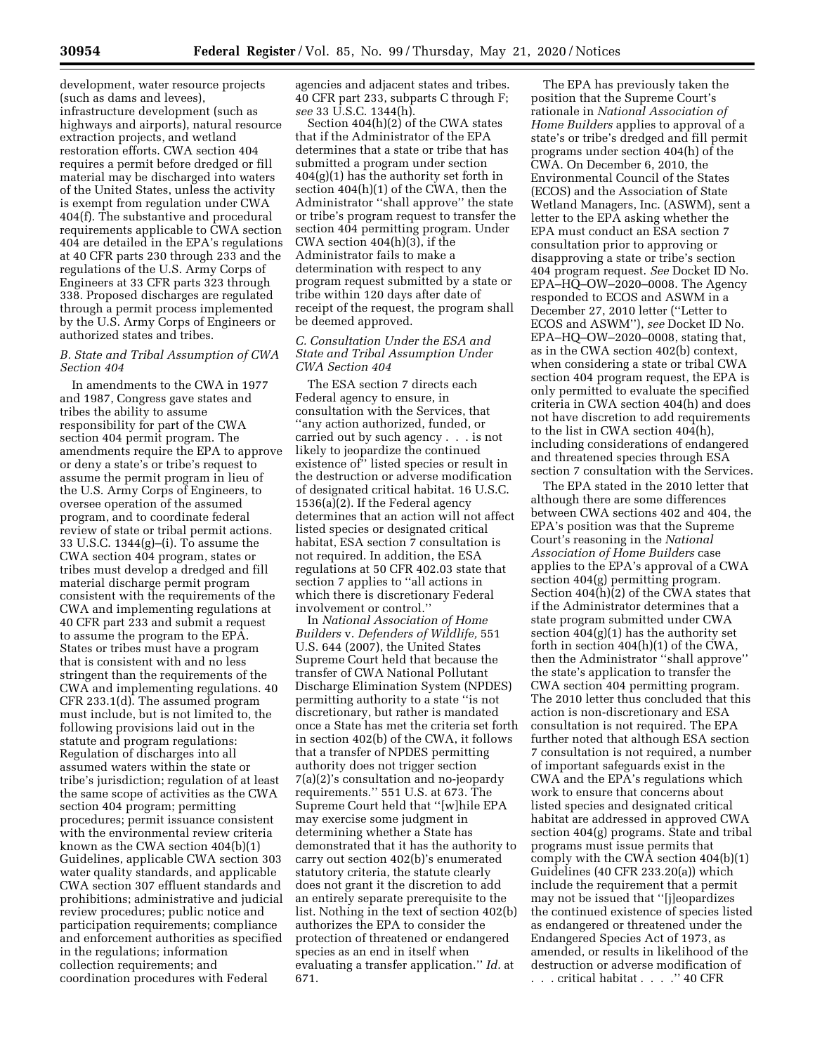development, water resource projects (such as dams and levees), infrastructure development (such as highways and airports), natural resource extraction projects, and wetland restoration efforts. CWA section 404 requires a permit before dredged or fill material may be discharged into waters of the United States, unless the activity is exempt from regulation under CWA 404(f). The substantive and procedural requirements applicable to CWA section 404 are detailed in the EPA's regulations at 40 CFR parts 230 through 233 and the regulations of the U.S. Army Corps of Engineers at 33 CFR parts 323 through 338. Proposed discharges are regulated through a permit process implemented by the U.S. Army Corps of Engineers or authorized states and tribes.

### *B. State and Tribal Assumption of CWA Section 404*

In amendments to the CWA in 1977 and 1987, Congress gave states and tribes the ability to assume responsibility for part of the CWA section 404 permit program. The amendments require the EPA to approve or deny a state's or tribe's request to assume the permit program in lieu of the U.S. Army Corps of Engineers, to oversee operation of the assumed program, and to coordinate federal review of state or tribal permit actions. 33 U.S.C. 1344(g)–(i). To assume the CWA section 404 program, states or tribes must develop a dredged and fill material discharge permit program consistent with the requirements of the CWA and implementing regulations at 40 CFR part 233 and submit a request to assume the program to the EPA. States or tribes must have a program that is consistent with and no less stringent than the requirements of the CWA and implementing regulations. 40 CFR 233.1(d). The assumed program must include, but is not limited to, the following provisions laid out in the statute and program regulations: Regulation of discharges into all assumed waters within the state or tribe's jurisdiction; regulation of at least the same scope of activities as the CWA section 404 program; permitting procedures; permit issuance consistent with the environmental review criteria known as the CWA section 404(b)(1) Guidelines, applicable CWA section 303 water quality standards, and applicable CWA section 307 effluent standards and prohibitions; administrative and judicial review procedures; public notice and participation requirements; compliance and enforcement authorities as specified in the regulations; information collection requirements; and coordination procedures with Federal agencies and adjacent states and tribes. 40 CFR part 233, subparts C through F; *see* 33 U.S.C. 1344(h).

Section 404(h)(2) of the CWA states that if the Administrator of the EPA determines that a state or tribe that has submitted a program under section 404(g)(1) has the authority set forth in section 404(h)(1) of the CWA, then the Administrator ''shall approve'' the state or tribe's program request to transfer the section 404 permitting program. Under CWA section 404(h)(3), if the Administrator fails to make a determination with respect to any program request submitted by a state or tribe within 120 days after date of receipt of the request, the program shall be deemed approved.

### *C. Consultation Under the ESA and State and Tribal Assumption Under CWA Section 404*

The ESA section 7 directs each Federal agency to ensure, in consultation with the Services, that ''any action authorized, funded, or carried out by such agency . . . is not likely to jeopardize the continued existence of'' listed species or result in the destruction or adverse modification of designated critical habitat. 16 U.S.C. 1536(a)(2). If the Federal agency determines that an action will not affect listed species or designated critical habitat, ESA section 7 consultation is not required. In addition, the ESA regulations at 50 CFR 402.03 state that section 7 applies to ''all actions in which there is discretionary Federal involvement or control.''

In *National Association of Home Builders* v. *Defenders of Wildlife,* 551 U.S. 644 (2007), the United States Supreme Court held that because the transfer of CWA National Pollutant Discharge Elimination System (NPDES) permitting authority to a state ''is not discretionary, but rather is mandated once a State has met the criteria set forth in section 402(b) of the CWA, it follows that a transfer of NPDES permitting authority does not trigger section 7(a)(2)'s consultation and no-jeopardy requirements.'' 551 U.S. at 673. The Supreme Court held that ''[w]hile EPA may exercise some judgment in determining whether a State has demonstrated that it has the authority to carry out section 402(b)'s enumerated statutory criteria, the statute clearly does not grant it the discretion to add an entirely separate prerequisite to the list. Nothing in the text of section 402(b) authorizes the EPA to consider the protection of threatened or endangered species as an end in itself when evaluating a transfer application.'' *Id.* at 671.

The EPA has previously taken the position that the Supreme Court's rationale in *National Association of Home Builders* applies to approval of a state's or tribe's dredged and fill permit programs under section 404(h) of the CWA. On December 6, 2010, the Environmental Council of the States (ECOS) and the Association of State Wetland Managers, Inc. (ASWM), sent a letter to the EPA asking whether the EPA must conduct an ESA section 7 consultation prior to approving or disapproving a state or tribe's section 404 program request. *See* Docket ID No. EPA–HQ–OW–2020–0008. The Agency responded to ECOS and ASWM in a December 27, 2010 letter (''Letter to ECOS and ASWM''), *see* Docket ID No. EPA–HQ–OW–2020–0008, stating that, as in the CWA section 402(b) context, when considering a state or tribal CWA section 404 program request, the EPA is only permitted to evaluate the specified criteria in CWA section 404(h) and does not have discretion to add requirements to the list in CWA section 404(h), including considerations of endangered and threatened species through ESA section 7 consultation with the Services.

The EPA stated in the 2010 letter that although there are some differences between CWA sections 402 and 404, the EPA's position was that the Supreme Court's reasoning in the *National Association of Home Builders* case applies to the EPA's approval of a CWA section 404(g) permitting program. Section 404(h)(2) of the CWA states that if the Administrator determines that a state program submitted under CWA section 404(g)(1) has the authority set forth in section 404(h)(1) of the CWA, then the Administrator ''shall approve'' the state's application to transfer the CWA section 404 permitting program. The 2010 letter thus concluded that this action is non-discretionary and ESA consultation is not required. The EPA further noted that although ESA section 7 consultation is not required, a number of important safeguards exist in the CWA and the EPA's regulations which work to ensure that concerns about listed species and designated critical habitat are addressed in approved CWA section 404(g) programs. State and tribal programs must issue permits that comply with the CWA section 404(b)(1) Guidelines (40 CFR 233.20(a)) which include the requirement that a permit may not be issued that ''[j]eopardizes the continued existence of species listed as endangered or threatened under the Endangered Species Act of 1973, as amended, or results in likelihood of the destruction or adverse modification of . . . critical habitat . . . .'' 40 CFR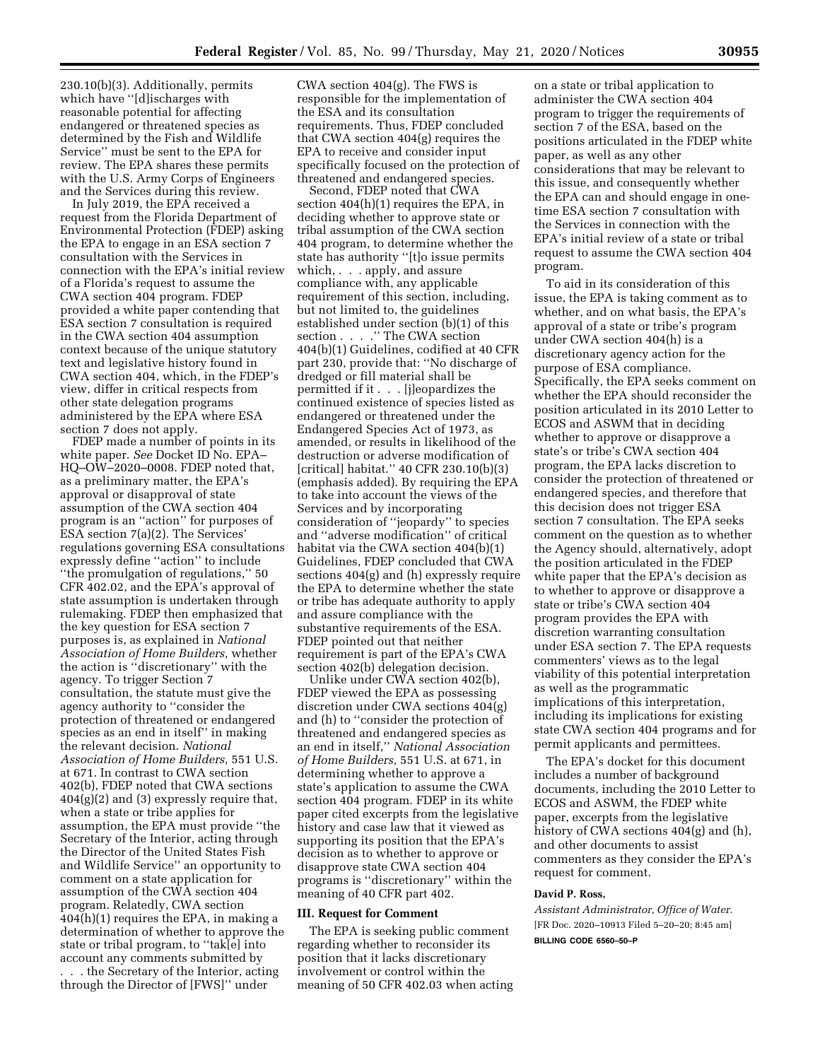230.10(b)(3). Additionally, permits which have ''[d]ischarges with reasonable potential for affecting endangered or threatened species as determined by the Fish and Wildlife Service'' must be sent to the EPA for review. The EPA shares these permits with the U.S. Army Corps of Engineers and the Services during this review.

In July 2019, the EPA received a request from the Florida Department of Environmental Protection (FDEP) asking the EPA to engage in an ESA section 7 consultation with the Services in connection with the EPA's initial review of a Florida's request to assume the CWA section 404 program. FDEP provided a white paper contending that ESA section 7 consultation is required in the CWA section 404 assumption context because of the unique statutory text and legislative history found in CWA section 404, which, in the FDEP's view, differ in critical respects from other state delegation programs administered by the EPA where ESA section 7 does not apply.

FDEP made a number of points in its white paper. *See* Docket ID No. EPA–HQ–OW–2020–0008. FDEP noted that, as a preliminary matter, the EPA's approval or disapproval of state assumption of the CWA section 404 program is an ''action'' for purposes of ESA section 7(a)(2). The Services' regulations governing ESA consultations expressly define ''action'' to include ''the promulgation of regulations,'' 50 CFR 402.02, and the EPA's approval of state assumption is undertaken through rulemaking. FDEP then emphasized that the key question for ESA section 7 purposes is, as explained in *National Association of Home Builders,* whether the action is ''discretionary'' with the agency. To trigger Section 7 consultation, the statute must give the agency authority to ''consider the protection of threatened or endangered species as an end in itself'' in making the relevant decision. *National Association of Home Builders,* 551 U.S. at 671. In contrast to CWA section 402(b), FDEP noted that CWA sections 404(g)(2) and (3) expressly require that, when a state or tribe applies for assumption, the EPA must provide ''the Secretary of the Interior, acting through the Director of the United States Fish and Wildlife Service'' an opportunity to comment on a state application for assumption of the CWA section 404 program. Relatedly, CWA section 404(h)(1) requires the EPA, in making a determination of whether to approve the state or tribal program, to ''tak[e] into account any comments submitted by . . . the Secretary of the Interior, acting through the Director of [FWS]'' under CWA section 404(g). The FWS is responsible for the implementation of the ESA and its consultation requirements. Thus, FDEP concluded that CWA section 404(g) requires the EPA to receive and consider input specifically focused on the protection of threatened and endangered species.

Second, FDEP noted that CWA section 404(h)(1) requires the EPA, in deciding whether to approve state or tribal assumption of the CWA section 404 program, to determine whether the state has authority ''[t]o issue permits which, . . . apply, and assure compliance with, any applicable requirement of this section, including, but not limited to, the guidelines established under section (b)(1) of this section . . . .'' The CWA section 404(b)(1) Guidelines, codified at 40 CFR part 230, provide that: ''No discharge of dredged or fill material shall be permitted if it . . . [j]eopardizes the continued existence of species listed as endangered or threatened under the Endangered Species Act of 1973, as amended, or results in likelihood of the destruction or adverse modification of [critical] habitat.'' 40 CFR 230.10(b)(3) (emphasis added). By requiring the EPA to take into account the views of the Services and by incorporating consideration of ''jeopardy'' to species and ''adverse modification'' of critical habitat via the CWA section 404(b)(1) Guidelines, FDEP concluded that CWA sections 404(g) and (h) expressly require the EPA to determine whether the state or tribe has adequate authority to apply and assure compliance with the substantive requirements of the ESA. FDEP pointed out that neither requirement is part of the EPA's CWA section 402(b) delegation decision.

Unlike under CWA section 402(b), FDEP viewed the EPA as possessing discretion under CWA sections 404(g) and (h) to ''consider the protection of threatened and endangered species as an end in itself,'' *National Association of Home Builders,* 551 U.S. at 671, in determining whether to approve a state's application to assume the CWA section 404 program. FDEP in its white paper cited excerpts from the legislative history and case law that it viewed as supporting its position that the EPA's decision as to whether to approve or disapprove state CWA section 404 programs is ''discretionary'' within the meaning of 40 CFR part 402.

## III. Request for Comment

The EPA is seeking public comment regarding whether to reconsider its position that it lacks discretionary involvement or control within the meaning of 50 CFR 402.03 when acting on a state or tribal application to administer the CWA section 404 program to trigger the requirements of section 7 of the ESA, based on the positions articulated in the FDEP white paper, as well as any other considerations that may be relevant to this issue, and consequently whether the EPA can and should engage in one-time ESA section 7 consultation with the Services in connection with the EPA's initial review of a state or tribal request to assume the CWA section 404 program.

To aid in its consideration of this issue, the EPA is taking comment as to whether, and on what basis, the EPA's approval of a state or tribe's program under CWA section 404(h) is a discretionary agency action for the purpose of ESA compliance. Specifically, the EPA seeks comment on whether the EPA should reconsider the position articulated in its 2010 Letter to ECOS and ASWM that in deciding whether to approve or disapprove a state's or tribe's CWA section 404 program, the EPA lacks discretion to consider the protection of threatened or endangered species, and therefore that this decision does not trigger ESA section 7 consultation. The EPA seeks comment on the question as to whether the Agency should, alternatively, adopt the position articulated in the FDEP white paper that the EPA's decision as to whether to approve or disapprove a state or tribe's CWA section 404 program provides the EPA with discretion warranting consultation under ESA section 7. The EPA requests commenters' views as to the legal viability of this potential interpretation as well as the programmatic implications of this interpretation, including its implications for existing state CWA section 404 programs and for permit applicants and permittees.

The EPA's docket for this document includes a number of background documents, including the 2010 Letter to ECOS and ASWM, the FDEP white paper, excerpts from the legislative history of CWA sections 404(g) and (h), and other documents to assist commenters as they consider the EPA's request for comment.

**David P. Ross,**

*Assistant Administrator, Office of Water.*

[FR Doc. 2020–10913 Filed 5–20–20; 8:45 am]

**BILLING CODE 6560–50–P**